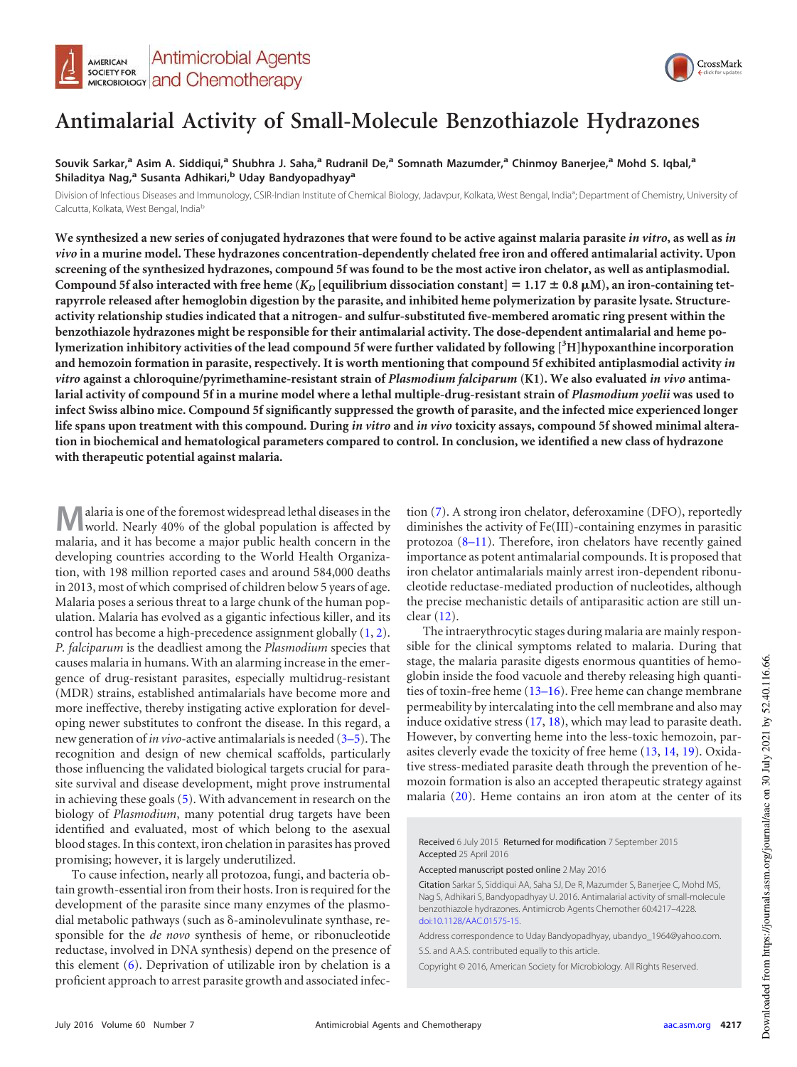# Antimalarial Activity of Small-Molecule Benzothiazole Hydrazones

**Souvik Sarkar,[a] Asim A. Siddiqui,[a] Shubhra J. Saha,[a] Rudranil De,[a] Somnath Mazumder,[a] Chinmoy Banerjee,[a] Mohd S. Iqbal,[a] Shiladitya Nag,[a] Susanta Adhikari,[b] Uday Bandyopadhyay[a]**

Division of Infectious Diseases and Immunology, CSIR-Indian Institute of Chemical Biology, Jadavpur, Kolkata, West Bengal, India[a]; Department of Chemistry, University of Calcutta, Kolkata, West Bengal, India[b]

**We synthesized a new series of conjugated hydrazones that were found to be active against malaria parasite *in vitro*, as well as *in vivo* in a murine model. These hydrazones concentration-dependently chelated free iron and offered antimalarial activity. Upon screening of the synthesized hydrazones, compound 5f was found to be the most active iron chelator, as well as antiplasmodial. Compound 5f also interacted with free heme ($K_D$ [equilibrium dissociation constant] = 1.17 ± 0.8 μM), an iron-containing tetrapyrrole released after hemoglobin digestion by the parasite, and inhibited heme polymerization by parasite lysate. Structure-activity relationship studies indicated that a nitrogen- and sulfur-substituted five-membered aromatic ring present within the benzothiazole hydrazones might be responsible for their antimalarial activity. The dose-dependent antimalarial and heme polymerization inhibitory activities of the lead compound 5f were further validated by following [$^3$H]hypoxanthine incorporation and hemozoin formation in parasite, respectively. It is worth mentioning that compound 5f exhibited antiplasmodial activity *in vitro* against a chloroquine/pyrimethamine-resistant strain of *Plasmodium falciparum* (K1). We also evaluated *in vivo* antimalarial activity of compound 5f in a murine model where a lethal multiple-drug-resistant strain of *Plasmodium yoelii* was used to infect Swiss albino mice. Compound 5f significantly suppressed the growth of parasite, and the infected mice experienced longer life spans upon treatment with this compound. During *in vitro* and *in vivo* toxicity assays, compound 5f showed minimal alteration in biochemical and hematological parameters compared to control. In conclusion, we identified a new class of hydrazone with therapeutic potential against malaria.**

Malaria is one of the foremost widespread lethal diseases in the world. Nearly 40% of the global population is affected by malaria, and it has become a major public health concern in the developing countries according to the World Health Organization, with 198 million reported cases and around 584,000 deaths in 2013, most of which comprised of children below 5 years of age. Malaria poses a serious threat to a large chunk of the human population. Malaria has evolved as a gigantic infectious killer, and its control has become a high-precedence assignment globally (1, 2). *P. falciparum* is the deadliest among the *Plasmodium* species that causes malaria in humans. With an alarming increase in the emergence of drug-resistant parasites, especially multidrug-resistant (MDR) strains, established antimalarials have become more and more ineffective, thereby instigating active exploration for developing newer substitutes to confront the disease. In this regard, a new generation of *in vivo*-active antimalarials is needed (3–5). The recognition and design of new chemical scaffolds, particularly those influencing the validated biological targets crucial for parasite survival and disease development, might prove instrumental in achieving these goals (5). With advancement in research on the biology of *Plasmodium*, many potential drug targets have been identified and evaluated, most of which belong to the asexual blood stages. In this context, iron chelation in parasites has proved promising; however, it is largely underutilized.

To cause infection, nearly all protozoa, fungi, and bacteria obtain growth-essential iron from their hosts. Iron is required for the development of the parasite since many enzymes of the plasmodial metabolic pathways (such as δ-aminolevulinate synthase, responsible for the *de novo* synthesis of heme, or ribonucleotide reductase, involved in DNA synthesis) depend on the presence of this element (6). Deprivation of utilizable iron by chelation is a proficient approach to arrest parasite growth and associated infection (7). A strong iron chelator, deferoxamine (DFO), reportedly diminishes the activity of Fe(III)-containing enzymes in parasitic protozoa (8–11). Therefore, iron chelators have recently gained importance as potent antimalarial compounds. It is proposed that iron chelator antimalarials mainly arrest iron-dependent ribonucleotide reductase-mediated production of nucleotides, although the precise mechanistic details of antiparasitic action are still unclear (12).

The intraerythrocytic stages during malaria are mainly responsible for the clinical symptoms related to malaria. During that stage, the malaria parasite digests enormous quantities of hemoglobin inside the food vacuole and thereby releasing high quantities of toxin-free heme (13–16). Free heme can change membrane permeability by intercalating into the cell membrane and also may induce oxidative stress (17, 18), which may lead to parasite death. However, by converting heme into the less-toxic hemozoin, parasites cleverly evade the toxicity of free heme (13, 14, 19). Oxidative stress-mediated parasite death through the prevention of hemozoin formation is also an accepted therapeutic strategy against malaria (20). Heme contains an iron atom at the center of its

Received 6 July 2015 Returned for modification 7 September 2015 Accepted 25 April 2016

Accepted manuscript posted online 2 May 2016

**Citation** Sarkar S, Siddiqui AA, Saha SJ, De R, Mazumder S, Banerjee C, Mohd MS, Nag S, Adhikari S, Bandyopadhyay U. 2016. Antimalarial activity of small-molecule benzothiazole hydrazones. Antimicrob Agents Chemother 60:4217–4228. doi:10.1128/AAC.01575-15.

Address correspondence to Uday Bandyopadhyay, ubandyo_1964@yahoo.com.

S.S. and A.A.S. contributed equally to this article.

Copyright © 2016, American Society for Microbiology. All Rights Reserved.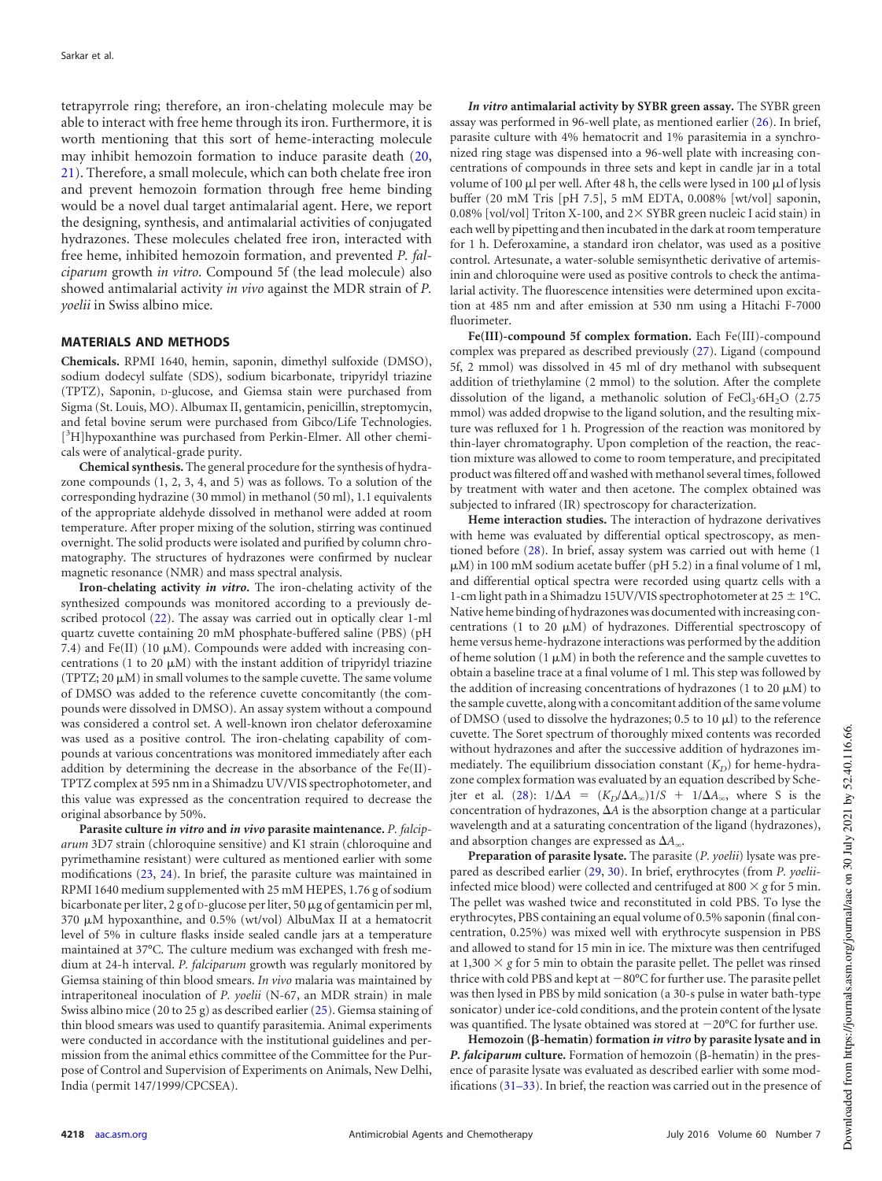tetrapyrrole ring; therefore, an iron-chelating molecule may be able to interact with free heme through its iron. Furthermore, it is worth mentioning that this sort of heme-interacting molecule may inhibit hemozoin formation to induce parasite death (20, 21). Therefore, a small molecule, which can both chelate free iron and prevent hemozoin formation through free heme binding would be a novel dual target antimalarial agent. Here, we report the designing, synthesis, and antimalarial activities of conjugated hydrazones. These molecules chelated free iron, interacted with free heme, inhibited hemozoin formation, and prevented *P. falciparum* growth *in vitro*. Compound 5f (the lead molecule) also showed antimalarial activity *in vivo* against the MDR strain of *P. yoelii* in Swiss albino mice.

## MATERIALS AND METHODS

**Chemicals.** RPMI 1640, hemin, saponin, dimethyl sulfoxide (DMSO), sodium dodecyl sulfate (SDS), sodium bicarbonate, tripyridyl triazine (TPTZ), Saponin, D-glucose, and Giemsa stain were purchased from Sigma (St. Louis, MO). Albumax II, gentamicin, penicillin, streptomycin, and fetal bovine serum were purchased from Gibco/Life Technologies. [$^{3}$H]hypoxanthine was purchased from Perkin-Elmer. All other chemicals were of analytical-grade purity.

**Chemical synthesis.** The general procedure for the synthesis of hydrazone compounds (1, 2, 3, 4, and 5) was as follows. To a solution of the corresponding hydrazine (30 mmol) in methanol (50 ml), 1.1 equivalents of the appropriate aldehyde dissolved in methanol were added at room temperature. After proper mixing of the solution, stirring was continued overnight. The solid products were isolated and purified by column chromatography. The structures of hydrazones were confirmed by nuclear magnetic resonance (NMR) and mass spectral analysis.

**Iron-chelating activity *in vitro*.** The iron-chelating activity of the synthesized compounds was monitored according to a previously described protocol (22). The assay was carried out in optically clear 1-ml quartz cuvette containing 20 mM phosphate-buffered saline (PBS) (pH 7.4) and Fe(II) (10 μM). Compounds were added with increasing concentrations (1 to 20 μM) with the instant addition of tripyridyl triazine (TPTZ; 20 μM) in small volumes to the sample cuvette. The same volume of DMSO was added to the reference cuvette concomitantly (the compounds were dissolved in DMSO). An assay system without a compound was considered a control set. A well-known iron chelator deferoxamine was used as a positive control. The iron-chelating capability of compounds at various concentrations was monitored immediately after each addition by determining the decrease in the absorbance of the Fe(II)-TPTZ complex at 595 nm in a Shimadzu UV/VIS spectrophotometer, and this value was expressed as the concentration required to decrease the original absorbance by 50%.

**Parasite culture *in vitro* and *in vivo* parasite maintenance.** *P. falciparum* 3D7 strain (chloroquine sensitive) and K1 strain (chloroquine and pyrimethamine resistant) were cultured as mentioned earlier with some modifications (23, 24). In brief, the parasite culture was maintained in RPMI 1640 medium supplemented with 25 mM HEPES, 1.76 g of sodium bicarbonate per liter, 2 g of D-glucose per liter, 50 μg of gentamicin per ml, 370 μM hypoxanthine, and 0.5% (wt/vol) AlbuMax II at a hematocrit level of 5% in culture flasks inside sealed candle jars at a temperature maintained at 37°C. The culture medium was exchanged with fresh medium at 24-h interval. *P. falciparum* growth was regularly monitored by Giemsa staining of thin blood smears. *In vivo* malaria was maintained by intraperitoneal inoculation of *P. yoelii* (N-67, an MDR strain) in male Swiss albino mice (20 to 25 g) as described earlier (25). Giemsa staining of thin blood smears was used to quantify parasitemia. Animal experiments were conducted in accordance with the institutional guidelines and permission from the animal ethics committee of the Committee for the Purpose of Control and Supervision of Experiments on Animals, New Delhi, India (permit 147/1999/CPCSEA).

***In vitro* antimalarial activity by SYBR green assay.** The SYBR green assay was performed in 96-well plate, as mentioned earlier (26). In brief, parasite culture with 4% hematocrit and 1% parasitemia in a synchronized ring stage was dispensed into a 96-well plate with increasing concentrations of compounds in three sets and kept in candle jar in a total volume of 100 μl per well. After 48 h, the cells were lysed in 100 μl of lysis buffer (20 mM Tris [pH 7.5], 5 mM EDTA, 0.008% [wt/vol] saponin, 0.08% [vol/vol] Triton X-100, and 2× SYBR green nucleic I acid stain) in each well by pipetting and then incubated in the dark at room temperature for 1 h. Deferoxamine, a standard iron chelator, was used as a positive control. Artesunate, a water-soluble semisynthetic derivative of artemisinin and chloroquine were used as positive controls to check the antimalarial activity. The fluorescence intensities were determined upon excitation at 485 nm and after emission at 530 nm using a Hitachi F-7000 fluorimeter.

**Fe(III)-compound 5f complex formation.** Each Fe(III)-compound complex was prepared as described previously (27). Ligand (compound 5f, 2 mmol) was dissolved in 45 ml of dry methanol with subsequent addition of triethylamine (2 mmol) to the solution. After the complete dissolution of the ligand, a methanolic solution of $FeCl_3 \cdot 6H_2O$ (2.75 mmol) was added dropwise to the ligand solution, and the resulting mixture was refluxed for 1 h. Progression of the reaction was monitored by thin-layer chromatography. Upon completion of the reaction, the reaction mixture was allowed to come to room temperature, and precipitated product was filtered off and washed with methanol several times, followed by treatment with water and then acetone. The complex obtained was subjected to infrared (IR) spectroscopy for characterization.

**Heme interaction studies.** The interaction of hydrazone derivatives with heme was evaluated by differential optical spectroscopy, as mentioned before (28). In brief, assay system was carried out with heme (1 μM) in 100 mM sodium acetate buffer (pH 5.2) in a final volume of 1 ml, and differential optical spectra were recorded using quartz cells with a 1-cm light path in a Shimadzu 15UV/VIS spectrophotometer at 25 ± 1°C. Native heme binding of hydrazones was documented with increasing concentrations (1 to 20 μM) of hydrazones. Differential spectroscopy of heme versus heme-hydrazone interactions was performed by the addition of heme solution (1 μM) in both the reference and the sample cuvettes to obtain a baseline trace at a final volume of 1 ml. This step was followed by the addition of increasing concentrations of hydrazones (1 to 20 μM) to the sample cuvette, along with a concomitant addition of the same volume of DMSO (used to dissolve the hydrazones; 0.5 to 10 μl) to the reference cuvette. The Soret spectrum of thoroughly mixed contents was recorded without hydrazones and after the successive addition of hydrazones immediately. The equilibrium dissociation constant ($K_D$) for heme-hydrazone complex formation was evaluated by an equation described by Schejter et al. (28): $1/\Delta A = (K_D/\Delta A_\infty)1/S + 1/\Delta A_\infty$, where S is the concentration of hydrazones, $\Delta A$ is the absorption change at a particular wavelength and at a saturating concentration of the ligand (hydrazones), and absorption changes are expressed as $\Delta A_\infty$.

**Preparation of parasite lysate.** The parasite (*P. yoelii*) lysate was prepared as described earlier (29, 30). In brief, erythrocytes (from *P. yoelii*-infected mice blood) were collected and centrifuged at 800 × *g* for 5 min. The pellet was washed twice and reconstituted in cold PBS. To lyse the erythrocytes, PBS containing an equal volume of 0.5% saponin (final concentration, 0.25%) was mixed well with erythrocyte suspension in PBS and allowed to stand for 15 min in ice. The mixture was then centrifuged at 1,300 × *g* for 5 min to obtain the parasite pellet. The pellet was rinsed thrice with cold PBS and kept at −80°C for further use. The parasite pellet was then lysed in PBS by mild sonication (a 30-s pulse in water bath-type sonicator) under ice-cold conditions, and the protein content of the lysate was quantified. The lysate obtained was stored at −20°C for further use.

**Hemozoin (β-hematin) formation *in vitro* by parasite lysate and in *P. falciparum* culture.** Formation of hemozoin (β-hematin) in the presence of parasite lysate was evaluated as described earlier with some modifications (31–33). In brief, the reaction was carried out in the presence of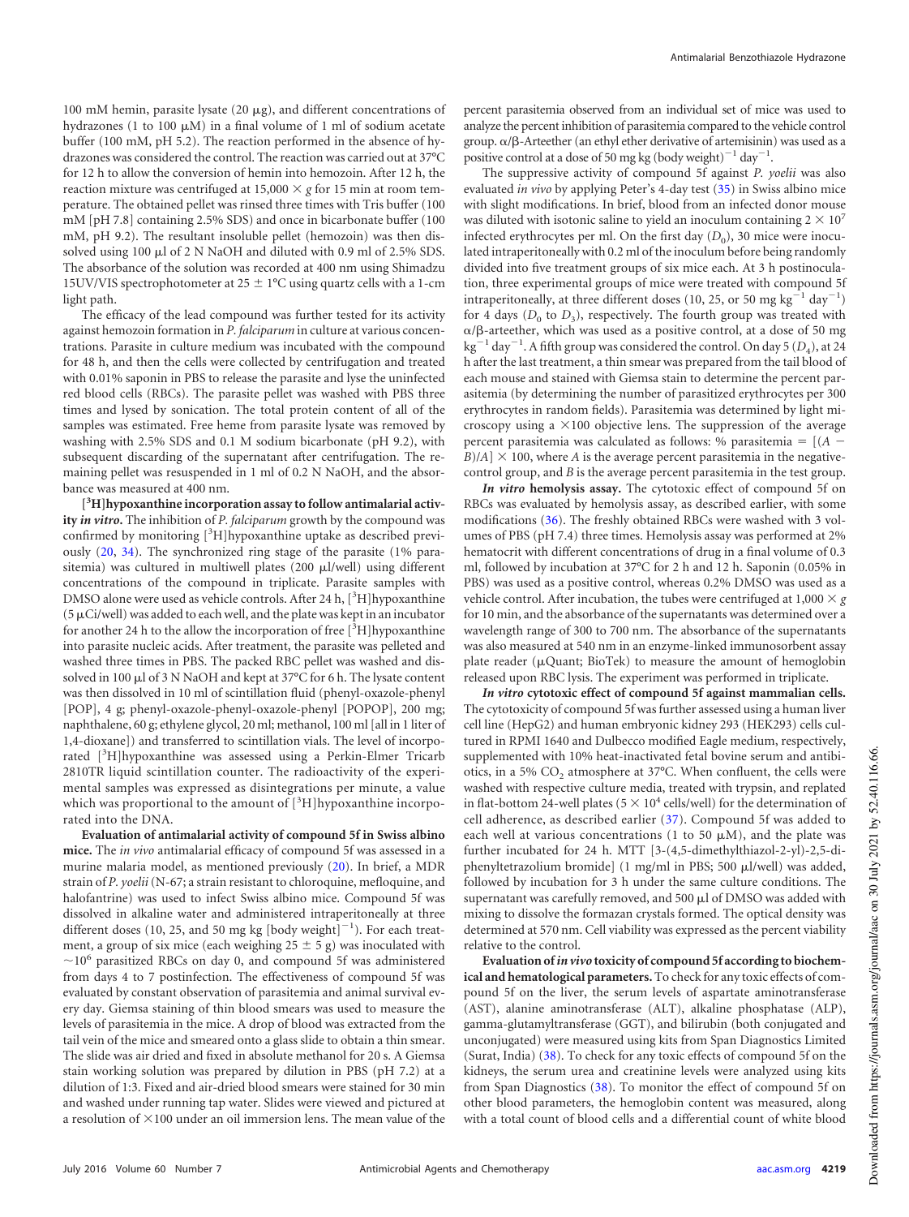100 mM hemin, parasite lysate (20 μg), and different concentrations of hydrazones (1 to 100 μM) in a final volume of 1 ml of sodium acetate buffer (100 mM, pH 5.2). The reaction performed in the absence of hydrazones was considered the control. The reaction was carried out at 37°C for 12 h to allow the conversion of hemin into hemozoin. After 12 h, the reaction mixture was centrifuged at 15,000 × *g* for 15 min at room temperature. The obtained pellet was rinsed three times with Tris buffer (100 mM [pH 7.8] containing 2.5% SDS) and once in bicarbonate buffer (100 mM, pH 9.2). The resultant insoluble pellet (hemozoin) was then dissolved using 100 μl of 2 N NaOH and diluted with 0.9 ml of 2.5% SDS. The absorbance of the solution was recorded at 400 nm using Shimadzu 15UV/VIS spectrophotometer at 25 ± 1°C using quartz cells with a 1-cm light path.

The efficacy of the lead compound was further tested for its activity against hemozoin formation in *P. falciparum* in culture at various concentrations. Parasite in culture medium was incubated with the compound for 48 h, and then the cells were collected by centrifugation and treated with 0.01% saponin in PBS to release the parasite and lyse the uninfected red blood cells (RBCs). The parasite pellet was washed with PBS three times and lysed by sonication. The total protein content of all of the samples was estimated. Free heme from parasite lysate was removed by washing with 2.5% SDS and 0.1 M sodium bicarbonate (pH 9.2), with subsequent discarding of the supernatant after centrifugation. The remaining pellet was resuspended in 1 ml of 0.2 N NaOH, and the absorbance was measured at 400 nm.

**[$^3$H]hypoxanthine incorporation assay to follow antimalarial activity *in vitro*.** The inhibition of *P. falciparum* growth by the compound was confirmed by monitoring [$^3$H]hypoxanthine uptake as described previously (20, 34). The synchronized ring stage of the parasite (1% parasitemia) was cultured in multiwell plates (200 μl/well) using different concentrations of the compound in triplicate. Parasite samples with DMSO alone were used as vehicle controls. After 24 h, [$^3$H]hypoxanthine (5 μCi/well) was added to each well, and the plate was kept in an incubator for another 24 h to the allow the incorporation of free [$^3$H]hypoxanthine into parasite nucleic acids. After treatment, the parasite was pelleted and washed three times in PBS. The packed RBC pellet was washed and dissolved in 100 μl of 3 N NaOH and kept at 37°C for 6 h. The lysate content was then dissolved in 10 ml of scintillation fluid (phenyl-oxazole-phenyl [POP], 4 g; phenyl-oxazole-phenyl-oxazole-phenyl [POPOP], 200 mg; naphthalene, 60 g; ethylene glycol, 20 ml; methanol, 100 ml [all in 1 liter of 1,4-dioxane]) and transferred to scintillation vials. The level of incorporated [$^3$H]hypoxanthine was assessed using a Perkin-Elmer Tricarb 2810TR liquid scintillation counter. The radioactivity of the experimental samples was expressed as disintegrations per minute, a value which was proportional to the amount of [$^3$H]hypoxanthine incorporated into the DNA.

**Evaluation of antimalarial activity of compound 5f in Swiss albino mice.** The *in vivo* antimalarial efficacy of compound 5f was assessed in a murine malaria model, as mentioned previously (20). In brief, a MDR strain of *P. yoelii* (N-67; a strain resistant to chloroquine, mefloquine, and halofantrine) was used to infect Swiss albino mice. Compound 5f was dissolved in alkaline water and administered intraperitoneally at three different doses (10, 25, and 50 mg kg [body weight]$^{-1}$). For each treatment, a group of six mice (each weighing 25 ± 5 g) was inoculated with ~$10^6$ parasitized RBCs on day 0, and compound 5f was administered from days 4 to 7 postinfection. The effectiveness of compound 5f was evaluated by constant observation of parasitemia and animal survival every day. Giemsa staining of thin blood smears was used to measure the levels of parasitemia in the mice. A drop of blood was extracted from the tail vein of the mice and smeared onto a glass slide to obtain a thin smear. The slide was air dried and fixed in absolute methanol for 20 s. A Giemsa stain working solution was prepared by dilution in PBS (pH 7.2) at a dilution of 1:3. Fixed and air-dried blood smears were stained for 30 min and washed under running tap water. Slides were viewed and pictured at a resolution of ×100 under an oil immersion lens. The mean value of the percent parasitemia observed from an individual set of mice was used to analyze the percent inhibition of parasitemia compared to the vehicle control group. α/β-Arteether (an ethyl ether derivative of artemisinin) was used as a positive control at a dose of 50 mg kg (body weight)$^{-1}$ day$^{-1}$.

The suppressive activity of compound 5f against *P. yoelii* was also evaluated *in vivo* by applying Peter's 4-day test (35) in Swiss albino mice with slight modifications. In brief, blood from an infected donor mouse was diluted with isotonic saline to yield an inoculum containing $2 \times 10^7$ infected erythrocytes per ml. On the first day ($D_0$), 30 mice were inoculated intraperitoneally with 0.2 ml of the inoculum before being randomly divided into five treatment groups of six mice each. At 3 h postinoculation, three experimental groups of mice were treated with compound 5f intraperitoneally, at three different doses (10, 25, or 50 mg kg$^{-1}$ day$^{-1}$) for 4 days ($D_0$ to $D_3$), respectively. The fourth group was treated with α/β-arteether, which was used as a positive control, at a dose of 50 mg kg$^{-1}$ day$^{-1}$. A fifth group was considered the control. On day 5 ($D_4$), at 24 h after the last treatment, a thin smear was prepared from the tail blood of each mouse and stained with Giemsa stain to determine the percent parasitemia (by determining the number of parasitized erythrocytes per 300 erythrocytes in random fields). Parasitemia was determined by light microscopy using a ×100 objective lens. The suppression of the average percent parasitemia was calculated as follows: % parasitemia = $[(A - B)/A] \times 100$, where $A$ is the average percent parasitemia in the negative-control group, and $B$ is the average percent parasitemia in the test group.

***In vitro* hemolysis assay.** The cytotoxic effect of compound 5f on RBCs was evaluated by hemolysis assay, as described earlier, with some modifications (36). The freshly obtained RBCs were washed with 3 volumes of PBS (pH 7.4) three times. Hemolysis assay was performed at 2% hematocrit with different concentrations of drug in a final volume of 0.3 ml, followed by incubation at 37°C for 2 h and 12 h. Saponin (0.05% in PBS) was used as a positive control, whereas 0.2% DMSO was used as a vehicle control. After incubation, the tubes were centrifuged at 1,000 × *g* for 10 min, and the absorbance of the supernatants was determined over a wavelength range of 300 to 700 nm. The absorbance of the supernatants was also measured at 540 nm in an enzyme-linked immunosorbent assay plate reader (μQuant; BioTek) to measure the amount of hemoglobin released upon RBC lysis. The experiment was performed in triplicate.

***In vitro* cytotoxic effect of compound 5f against mammalian cells.** The cytotoxicity of compound 5f was further assessed using a human liver cell line (HepG2) and human embryonic kidney 293 (HEK293) cells cultured in RPMI 1640 and Dulbecco modified Eagle medium, respectively, supplemented with 10% heat-inactivated fetal bovine serum and antibiotics, in a 5% $CO_2$ atmosphere at 37°C. When confluent, the cells were washed with respective culture media, treated with trypsin, and replated in flat-bottom 24-well plates ($5 \times 10^4$ cells/well) for the determination of cell adherence, as described earlier (37). Compound 5f was added to each well at various concentrations (1 to 50 μM), and the plate was further incubated for 24 h. MTT [3-(4,5-dimethylthiazol-2-yl)-2,5-diphenyltetrazolium bromide] (1 mg/ml in PBS; 500 μl/well) was added, followed by incubation for 3 h under the same culture conditions. The supernatant was carefully removed, and 500 μl of DMSO was added with mixing to dissolve the formazan crystals formed. The optical density was determined at 570 nm. Cell viability was expressed as the percent viability relative to the control.

**Evaluation of *in vivo* toxicity of compound 5f according to biochemical and hematological parameters.** To check for any toxic effects of compound 5f on the liver, the serum levels of aspartate aminotransferase (AST), alanine aminotransferase (ALT), alkaline phosphatase (ALP), gamma-glutamyltransferase (GGT), and bilirubin (both conjugated and unconjugated) were measured using kits from Span Diagnostics Limited (Surat, India) (38). To check for any toxic effects of compound 5f on the kidneys, the serum urea and creatinine levels were analyzed using kits from Span Diagnostics (38). To monitor the effect of compound 5f on other blood parameters, the hemoglobin content was measured, along with a total count of blood cells and a differential count of white blood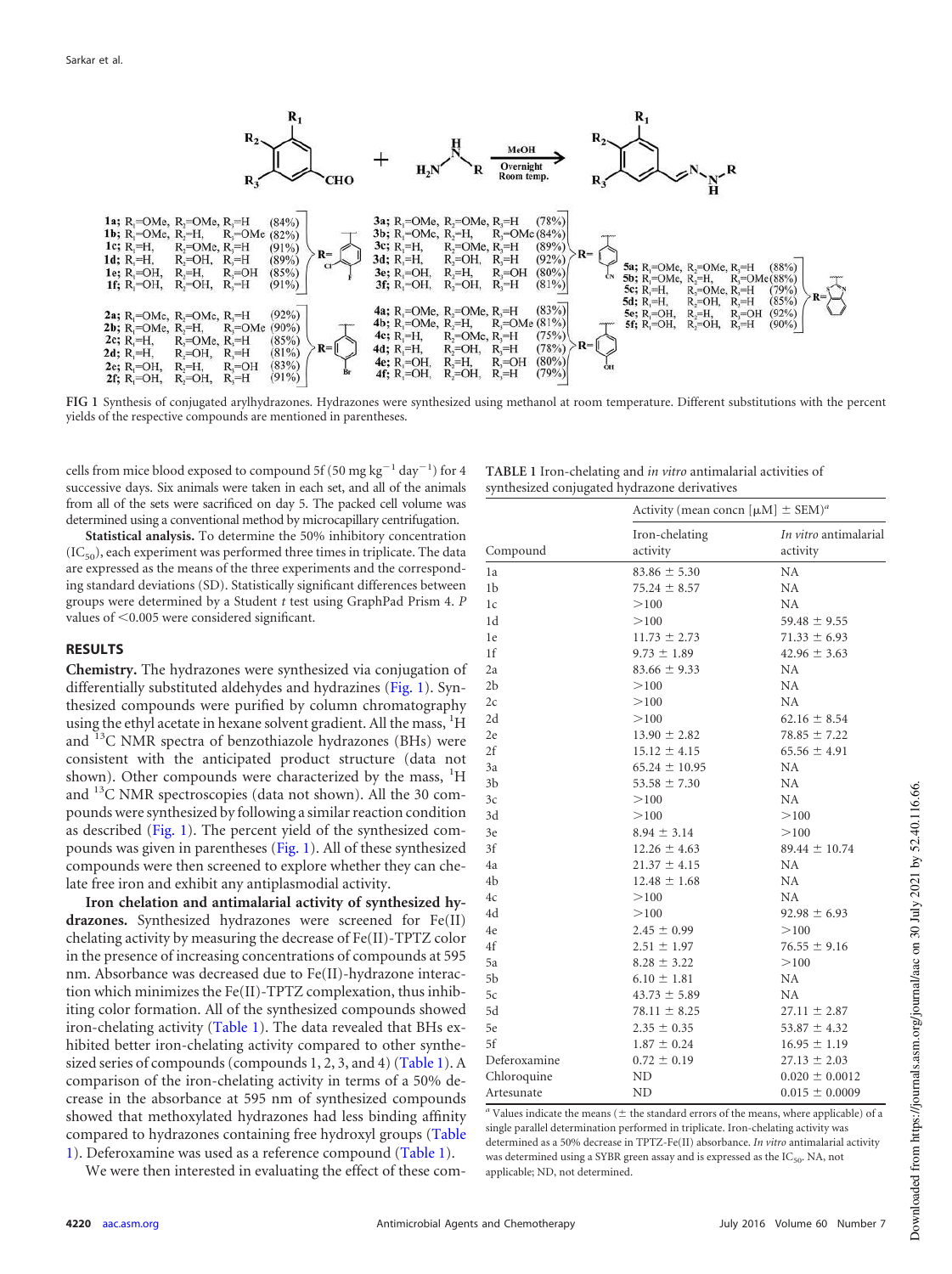FIG 1 Synthesis of conjugated arylhydrazones. Hydrazones were synthesized using methanol at room temperature. Different substitutions with the percent yields of the respective compounds are mentioned in parentheses.

cells from mice blood exposed to compound 5f (50 mg $kg^{-1}$ $day^{-1}$) for 4 successive days. Six animals were taken in each set, and all of the animals from all of the sets were sacrificed on day 5. The packed cell volume was determined using a conventional method by microcapillary centrifugation.

**Statistical analysis.** To determine the 50% inhibitory concentration ($IC_{50}$), each experiment was performed three times in triplicate. The data are expressed as the means of the three experiments and the corresponding standard deviations (SD). Statistically significant differences between groups were determined by a Student *t* test using GraphPad Prism 4. *P* values of <0.005 were considered significant.

## RESULTS

**Chemistry.** The hydrazones were synthesized via conjugation of differentially substituted aldehydes and hydrazines (Fig. 1). Synthesized compounds were purified by column chromatography using the ethyl acetate in hexane solvent gradient. All the mass, $^{1}H$ and $^{13}C$ NMR spectra of benzothiazole hydrazones (BHs) were consistent with the anticipated product structure (data not shown). Other compounds were characterized by the mass, $^{1}H$ and $^{13}C$ NMR spectroscopies (data not shown). All the 30 compounds were synthesized by following a similar reaction condition as described (Fig. 1). The percent yield of the synthesized compounds was given in parentheses (Fig. 1). All of these synthesized compounds were then screened to explore whether they can chelate free iron and exhibit any antiplasmodial activity.

**Iron chelation and antimalarial activity of synthesized hydrazones.** Synthesized hydrazones were screened for Fe(II) chelating activity by measuring the decrease of Fe(II)-TPTZ color in the presence of increasing concentrations of compounds at 595 nm. Absorbance was decreased due to Fe(II)-hydrazone interaction which minimizes the Fe(II)-TPTZ complexation, thus inhibiting color formation. All of the synthesized compounds showed iron-chelating activity (Table 1). The data revealed that BHs exhibited better iron-chelating activity compared to other synthesized series of compounds (compounds 1, 2, 3, and 4) (Table 1). A comparison of the iron-chelating activity in terms of a 50% decrease in the absorbance at 595 nm of synthesized compounds showed that methoxylated hydrazones had less binding affinity compared to hydrazones containing free hydroxyl groups (Table 1). Deferoxamine was used as a reference compound (Table 1).

We were then interested in evaluating the effect of these com-

TABLE 1 Iron-chelating and *in vitro* antimalarial activities of synthesized conjugated hydrazone derivatives

| Compound | Activity (mean concn [μM] ± SEM)[a] | |
|---|---|---|
| | Iron-chelating activity | *In vitro* antimalarial activity |
| 1a | 83.86 ± 5.30 | NA |
| 1b | 75.24 ± 8.57 | NA |
| 1c | >100 | NA |
| 1d | >100 | 59.48 ± 9.55 |
| 1e | 11.73 ± 2.73 | 71.33 ± 6.93 |
| 1f | 9.73 ± 1.89 | 42.96 ± 3.63 |
| 2a | 83.66 ± 9.33 | NA |
| 2b | >100 | NA |
| 2c | >100 | NA |
| 2d | >100 | 62.16 ± 8.54 |
| 2e | 13.90 ± 2.82 | 78.85 ± 7.22 |
| 2f | 15.12 ± 4.15 | 65.56 ± 4.91 |
| 3a | 65.24 ± 10.95 | NA |
| 3b | 53.58 ± 7.30 | NA |
| 3c | >100 | NA |
| 3d | >100 | >100 |
| 3e | 8.94 ± 3.14 | >100 |
| 3f | 12.26 ± 4.63 | 89.44 ± 10.74 |
| 4a | 21.37 ± 4.15 | NA |
| 4b | 12.48 ± 1.68 | NA |
| 4c | >100 | NA |
| 4d | >100 | 92.98 ± 6.93 |
| 4e | 2.45 ± 0.99 | >100 |
| 4f | 2.51 ± 1.97 | 76.55 ± 9.16 |
| 5a | 8.28 ± 3.22 | >100 |
| 5b | 6.10 ± 1.81 | NA |
| 5c | 43.73 ± 5.89 | NA |
| 5d | 78.11 ± 8.25 | 27.11 ± 2.87 |
| 5e | 2.35 ± 0.35 | 53.87 ± 4.32 |
| 5f | 1.87 ± 0.24 | 16.95 ± 1.19 |
| Deferoxamine | 0.72 ± 0.19 | 27.13 ± 2.03 |
| Chloroquine | ND | 0.020 ± 0.0012 |
| Artesunate | ND | 0.015 ± 0.0009 |

[a] Values indicate the means (± the standard errors of the means, where applicable) of a single parallel determination performed in triplicate. Iron-chelating activity was determined as a 50% decrease in TPTZ-Fe(II) absorbance. *In vitro* antimalarial activity was determined using a SYBR green assay and is expressed as the $IC_{50}$. NA, not applicable; ND, not determined.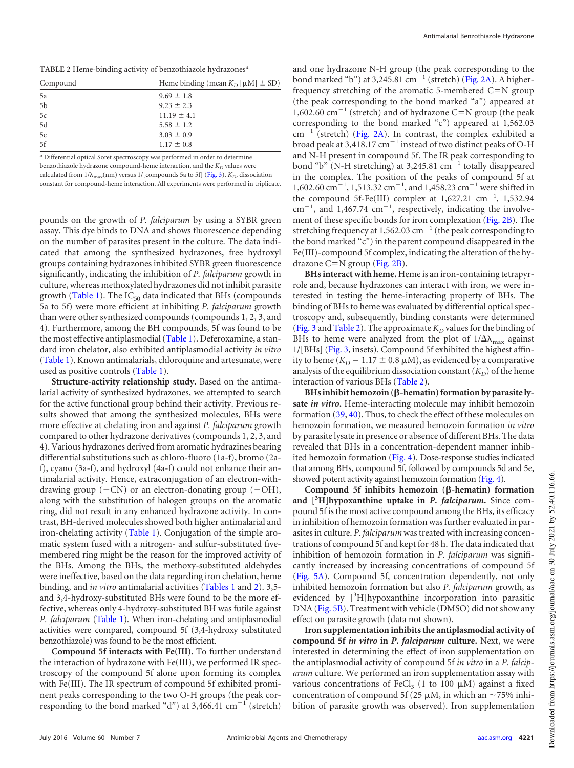**TABLE 2** Heme-binding activity of benzothiazole hydrazones[a]

| Compound | Heme binding (mean $K_D$ [μM] ± SD) |
|---|---|
| 5a | 9.69 ± 1.8 |
| 5b | 9.23 ± 2.3 |
| 5c | 11.19 ± 4.1 |
| 5d | 5.58 ± 1.2 |
| 5e | 3.03 ± 0.9 |
| 5f | 1.17 ± 0.8 |

[a] Differential optical Soret spectroscopy was performed in order to determine benzothiazole hydrazone compound-heme interaction, and the $K_D$ values were calculated from $1/\lambda_{max}$(nm) versus 1/[compounds 5a to 5f] (Fig. 3). $K_D$, dissociation constant for compound-heme interaction. All experiments were performed in triplicate.

pounds on the growth of *P. falciparum* by using a SYBR green assay. This dye binds to DNA and shows fluorescence depending on the number of parasites present in the culture. The data indicated that among the synthesized hydrazones, free hydroxyl groups containing hydrazones inhibited SYBR green fluorescence significantly, indicating the inhibition of *P. falciparum* growth in culture, whereas methoxylated hydrazones did not inhibit parasite growth (Table 1). The $IC_{50}$ data indicated that BHs (compounds 5a to 5f) were more efficient at inhibiting *P. falciparum* growth than were other synthesized compounds (compounds 1, 2, 3, and 4). Furthermore, among the BH compounds, 5f was found to be the most effective antiplasmodial (Table 1). Deferoxamine, a standard iron chelator, also exhibited antiplasmodial activity *in vitro* (Table 1). Known antimalarials, chloroquine and artesunate, were used as positive controls (Table 1).

**Structure-activity relationship study.** Based on the antimalarial activity of synthesized hydrazones, we attempted to search for the active functional group behind their activity. Previous results showed that among the synthesized molecules, BHs were more effective at chelating iron and against *P. falciparum* growth compared to other hydrazone derivatives (compounds 1, 2, 3, and 4). Various hydrazones derived from aromatic hydrazines bearing differential substitutions such as chloro-fluoro (1a-f), bromo (2a-f), cyano (3a-f), and hydroxyl (4a-f) could not enhance their antimalarial activity. Hence, extraconjugation of an electron-withdrawing group (−CN) or an electron-donating group (−OH), along with the substitution of halogen groups on the aromatic ring, did not result in any enhanced hydrazone activity. In contrast, BH-derived molecules showed both higher antimalarial and iron-chelating activity (Table 1). Conjugation of the simple aromatic system fused with a nitrogen- and sulfur-substituted five-membered ring might be the reason for the improved activity of the BHs. Among the BHs, the methoxy-substituted aldehydes were ineffective, based on the data regarding iron chelation, heme binding, and *in vitro* antimalarial activities (Tables 1 and 2). 3,5- and 3,4-hydroxy-substituted BHs were found to be the more effective, whereas only 4-hydroxy-substituted BH was futile against *P. falciparum* (Table 1). When iron-chelating and antiplasmodial activities were compared, compound 5f (3,4-hydroxy substituted benzothiazole) was found to be the most efficient.

**Compound 5f interacts with Fe(III).** To further understand the interaction of hydrazone with Fe(III), we performed IR spectroscopy of the compound 5f alone upon forming its complex with Fe(III). The IR spectrum of compound 5f exhibited prominent peaks corresponding to the two O-H groups (the peak corresponding to the bond marked "d") at 3,466.41 $cm^{-1}$ (stretch) and one hydrazone N-H group (the peak corresponding to the bond marked "b") at 3,245.81 $cm^{-1}$ (stretch) (Fig. 2A). A higher-frequency stretching of the aromatic 5-membered C=N group (the peak corresponding to the bond marked "a") appeared at 1,602.60 $cm^{-1}$ (stretch) and of hydrazone C=N group (the peak corresponding to the bond marked "c") appeared at 1,562.03 $cm^{-1}$ (stretch) (Fig. 2A). In contrast, the complex exhibited a broad peak at 3,418.17 $cm^{-1}$ instead of two distinct peaks of O-H and N-H present in compound 5f. The IR peak corresponding to bond "b" (N-H stretching) at 3,245.81 $cm^{-1}$ totally disappeared in the complex. The position of the peaks of compound 5f at 1,602.60 $cm^{-1}$, 1,513.32 $cm^{-1}$, and 1,458.23 $cm^{-1}$ were shifted in the compound 5f-Fe(III) complex at 1,627.21 $cm^{-1}$, 1,532.94 $cm^{-1}$, and 1,467.74 $cm^{-1}$, respectively, indicating the involvement of these specific bonds for iron complexation (Fig. 2B). The stretching frequency at 1,562.03 $cm^{-1}$ (the peak corresponding to the bond marked "c") in the parent compound disappeared in the Fe(III)-compound 5f complex, indicating the alteration of the hydrazone C=N group (Fig. 2B).

**BHs interact with heme.** Heme is an iron-containing tetrapyrrole and, because hydrazones can interact with iron, we were interested in testing the heme-interacting property of BHs. The binding of BHs to heme was evaluated by differential optical spectroscopy and, subsequently, binding constants were determined (Fig. 3 and Table 2). The approximate $K_D$ values for the binding of BHs to heme were analyzed from the plot of $1/\Delta\lambda_{max}$ against 1/[BHs] (Fig. 3, insets). Compound 5f exhibited the highest affinity to heme ($K_D$ = 1.17 ± 0.8 μM), as evidenced by a comparative analysis of the equilibrium dissociation constant ($K_D$) of the heme interaction of various BHs (Table 2).

**BHs inhibit hemozoin (β-hematin) formation by parasite lysate *in vitro*.** Heme-interacting molecule may inhibit hemozoin formation (39, 40). Thus, to check the effect of these molecules on hemozoin formation, we measured hemozoin formation *in vitro* by parasite lysate in presence or absence of different BHs. The data revealed that BHs in a concentration-dependent manner inhibited hemozoin formation (Fig. 4). Dose-response studies indicated that among BHs, compound 5f, followed by compounds 5d and 5e, showed potent activity against hemozoin formation (Fig. 4).

**Compound 5f inhibits hemozoin (β-hematin) formation and [$^3$H]hypoxanthine uptake in *P. falciparum*.** Since compound 5f is the most active compound among the BHs, its efficacy in inhibition of hemozoin formation was further evaluated in parasites in culture. *P. falciparum* was treated with increasing concentrations of compound 5f and kept for 48 h. The data indicated that inhibition of hemozoin formation in *P. falciparum* was significantly increased by increasing concentrations of compound 5f (Fig. 5A). Compound 5f, concentration dependently, not only inhibited hemozoin formation but also *P. falciparum* growth, as evidenced by [$^3$H]hypoxanthine incorporation into parasitic DNA (Fig. 5B). Treatment with vehicle (DMSO) did not show any effect on parasite growth (data not shown).

**Iron supplementation inhibits the antiplasmodial activity of compound 5f *in vitro* in *P. falciparum* culture.** Next, we were interested in determining the effect of iron supplementation on the antiplasmodial activity of compound 5f *in vitro* in a *P. falciparum* culture. We performed an iron supplementation assay with various concentrations of $FeCl_3$ (1 to 100 μM) against a fixed concentration of compound 5f (25 μM, in which an ~75% inhibition of parasite growth was observed). Iron supplementation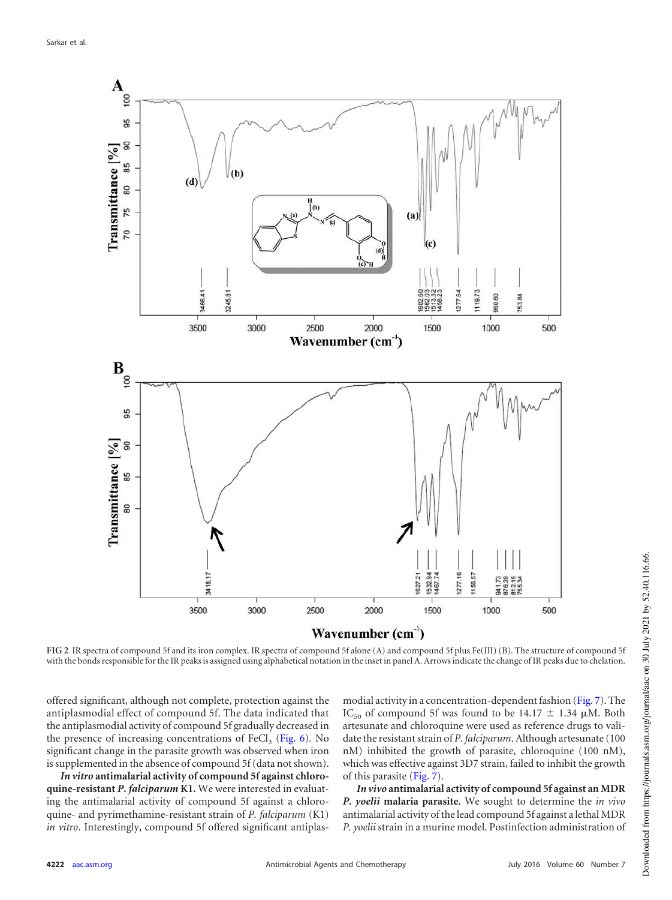FIG 2 IR spectra of compound 5f and its iron complex. IR spectra of compound 5f alone (A) and compound 5f plus Fe(III) (B). The structure of compound 5f with the bonds responsible for the IR peaks is assigned using alphabetical notation in the inset in panel A. Arrows indicate the change of IR peaks due to chelation.

offered significant, although not complete, protection against the antiplasmodial effect of compound 5f. The data indicated that the antiplasmodial activity of compound 5f gradually decreased in the presence of increasing concentrations of $FeCl_3$ (Fig. 6). No significant change in the parasite growth was observed when iron is supplemented in the absence of compound 5f (data not shown).

***In vitro* antimalarial activity of compound 5f against chloroquine-resistant *P. falciparum* K1.** We were interested in evaluating the antimalarial activity of compound 5f against a chloroquine- and pyrimethamine-resistant strain of *P. falciparum* (K1) *in vitro*. Interestingly, compound 5f offered significant antiplasmodial activity in a concentration-dependent fashion (Fig. 7). The $IC_{50}$ of compound 5f was found to be $14.17 \pm 1.34$ μM. Both artesunate and chloroquine were used as reference drugs to validate the resistant strain of *P. falciparum*. Although artesunate (100 nM) inhibited the growth of parasite, chloroquine (100 nM), which was effective against 3D7 strain, failed to inhibit the growth of this parasite (Fig. 7).

***In vivo* antimalarial activity of compound 5f against an MDR *P. yoelii* malaria parasite.** We sought to determine the *in vivo* antimalarial activity of the lead compound 5f against a lethal MDR *P. yoelii* strain in a murine model. Postinfection administration of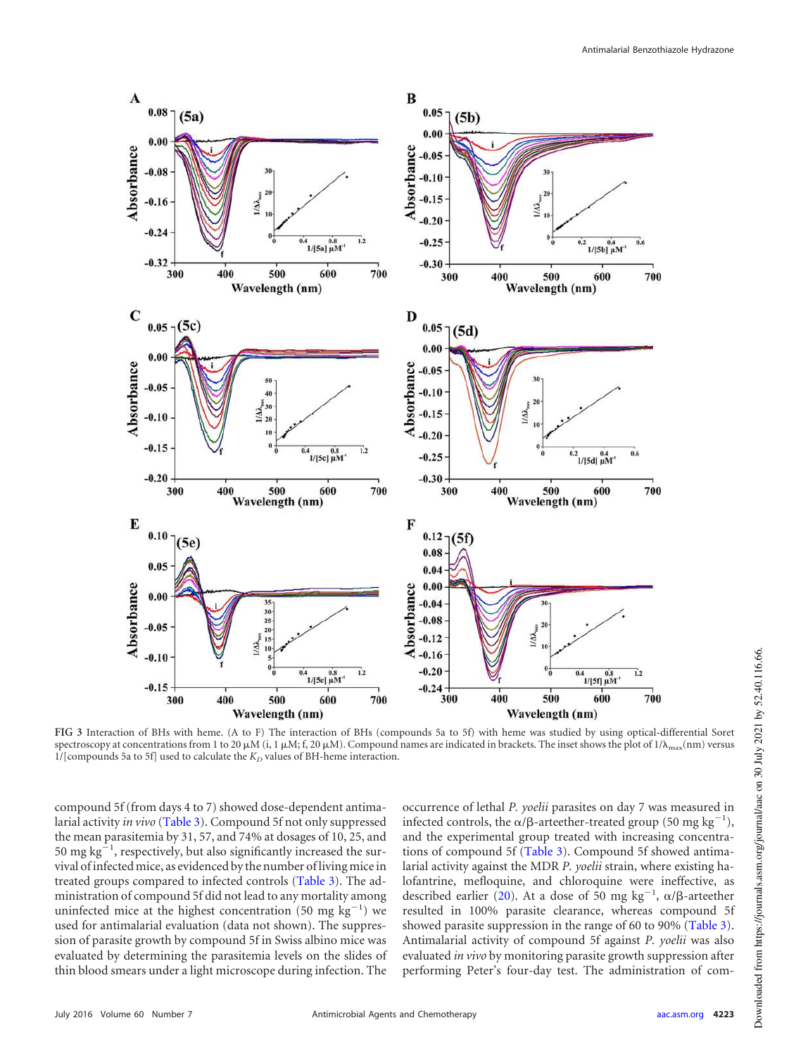FIG 3 Interaction of BHs with heme. (A to F) The interaction of BHs (compounds 5a to 5f) with heme was studied by using optical-differential Soret spectroscopy at concentrations from 1 to 20 μM (i, 1 μM; f, 20 μM). Compound names are indicated in brackets. The inset shows the plot of $1/\Delta\lambda_{max}$(nm) versus 1/[compounds 5a to 5f] used to calculate the $K_D$ values of BH-heme interaction.

compound 5f (from days 4 to 7) showed dose-dependent antimalarial activity *in vivo* (Table 3). Compound 5f not only suppressed the mean parasitemia by 31, 57, and 74% at dosages of 10, 25, and 50 mg $kg^{-1}$, respectively, but also significantly increased the survival of infected mice, as evidenced by the number of living mice in treated groups compared to infected controls (Table 3). The administration of compound 5f did not lead to any mortality among uninfected mice at the highest concentration (50 mg $kg^{-1}$) we used for antimalarial evaluation (data not shown). The suppression of parasite growth by compound 5f in Swiss albino mice was evaluated by determining the parasitemia levels on the slides of thin blood smears under a light microscope during infection. The occurrence of lethal *P. yoelii* parasites on day 7 was measured in infected controls, the α/β-arteether-treated group (50 mg $kg^{-1}$), and the experimental group treated with increasing concentrations of compound 5f (Table 3). Compound 5f showed antimalarial activity against the MDR *P. yoelii* strain, where existing halofantrine, mefloquine, and chloroquine were ineffective, as described earlier (20). At a dose of 50 mg $kg^{-1}$, α/β-arteether resulted in 100% parasite clearance, whereas compound 5f showed parasite suppression in the range of 60 to 90% (Table 3). Antimalarial activity of compound 5f against *P. yoelii* was also evaluated *in vivo* by monitoring parasite growth suppression after performing Peter's four-day test. The administration of com-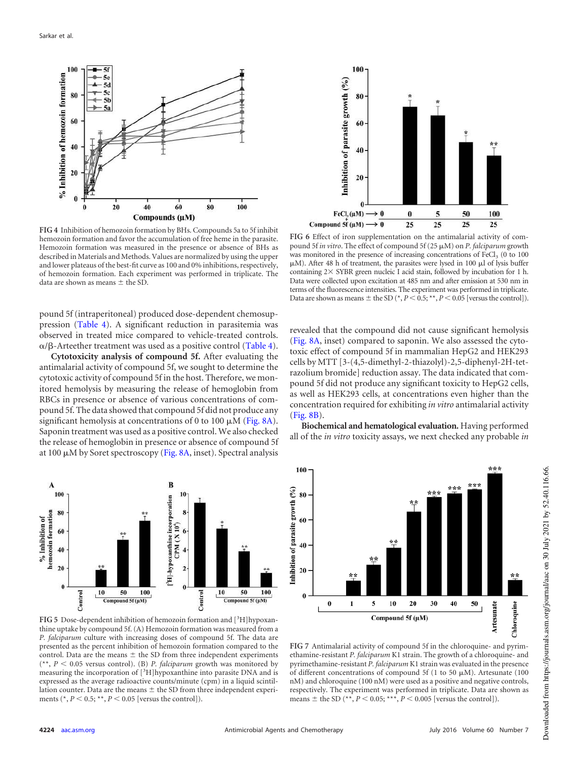FIG 4 Inhibition of hemozoin formation by BHs. Compounds 5a to 5f inhibit hemozoin formation and favor the accumulation of free heme in the parasite. Hemozoin formation was measured in the presence or absence of BHs as described in Materials and Methods. Values are normalized by using the upper and lower plateaus of the best-fit curve as 100 and 0% inhibitions, respectively, of hemozoin formation. Each experiment was performed in triplicate. The data are shown as means ± the SD.

FIG 6 Effect of iron supplementation on the antimalarial activity of compound 5f *in vitro*. The effect of compound 5f (25 μM) on *P. falciparum* growth was monitored in the presence of increasing concentrations of $FeCl_3$ (0 to 100 μM). After 48 h of treatment, the parasites were lysed in 100 μl of lysis buffer containing 2× SYBR green nucleic I acid stain, followed by incubation for 1 h. Data were collected upon excitation at 485 nm and after emission at 530 nm in terms of the fluorescence intensities. The experiment was performed in triplicate. Data are shown as means ± the SD (*, $P < 0.5$; **, $P < 0.05$ [versus the control]).

pound 5f (intraperitoneal) produced dose-dependent chemosuppression (Table 4). A significant reduction in parasitemia was observed in treated mice compared to vehicle-treated controls. α/β-Arteether treatment was used as a positive control (Table 4).

**Cytotoxicity analysis of compound 5f.** After evaluating the antimalarial activity of compound 5f, we sought to determine the cytotoxic activity of compound 5f in the host. Therefore, we monitored hemolysis by measuring the release of hemoglobin from RBCs in presence or absence of various concentrations of compound 5f. The data showed that compound 5f did not produce any significant hemolysis at concentrations of 0 to 100 μM (Fig. 8A). Saponin treatment was used as a positive control. We also checked the release of hemoglobin in presence or absence of compound 5f at 100 μM by Soret spectroscopy (Fig. 8A, inset). Spectral analysis revealed that the compound did not cause significant hemolysis (Fig. 8A, inset) compared to saponin. We also assessed the cytotoxic effect of compound 5f in mammalian HepG2 and HEK293 cells by MTT [3-(4,5-dimethyl-2-thiazolyl)-2,5-diphenyl-2H-tetrazolium bromide] reduction assay. The data indicated that compound 5f did not produce any significant toxicity to HepG2 cells, as well as HEK293 cells, at concentrations even higher than the concentration required for exhibiting *in vitro* antimalarial activity (Fig. 8B).

**Biochemical and hematological evaluation.** Having performed all of the *in vitro* toxicity assays, we next checked any probable *in*

FIG 5 Dose-dependent inhibition of hemozoin formation and [$^3$H]hypoxanthine uptake by compound 5f. (A) Hemozoin formation was measured from a *P. falciparum* culture with increasing doses of compound 5f. The data are presented as the percent inhibition of hemozoin formation compared to the control. Data are the means ± the SD from three independent experiments (**, $P < 0.05$ versus control). (B) *P. falciparum* growth was monitored by measuring the incorporation of [$^3$H]hypoxanthine into parasite DNA and is expressed as the average radioactive counts/minute (cpm) in a liquid scintillation counter. Data are the means ± the SD from three independent experiments (*, $P < 0.5$; **, $P < 0.05$ [versus the control]).

FIG 7 Antimalarial activity of compound 5f in the chloroquine- and pyrimethamine-resistant *P. falciparum* K1 strain. The growth of a chloroquine- and pyrimethamine-resistant *P. falciparum* K1 strain was evaluated in the presence of different concentrations of compound 5f (1 to 50 μM). Artesunate (100 nM) and chloroquine (100 nM) were used as a positive and negative controls, respectively. The experiment was performed in triplicate. Data are shown as means ± the SD (**, $P < 0.05$; ***, $P < 0.005$ [versus the control]).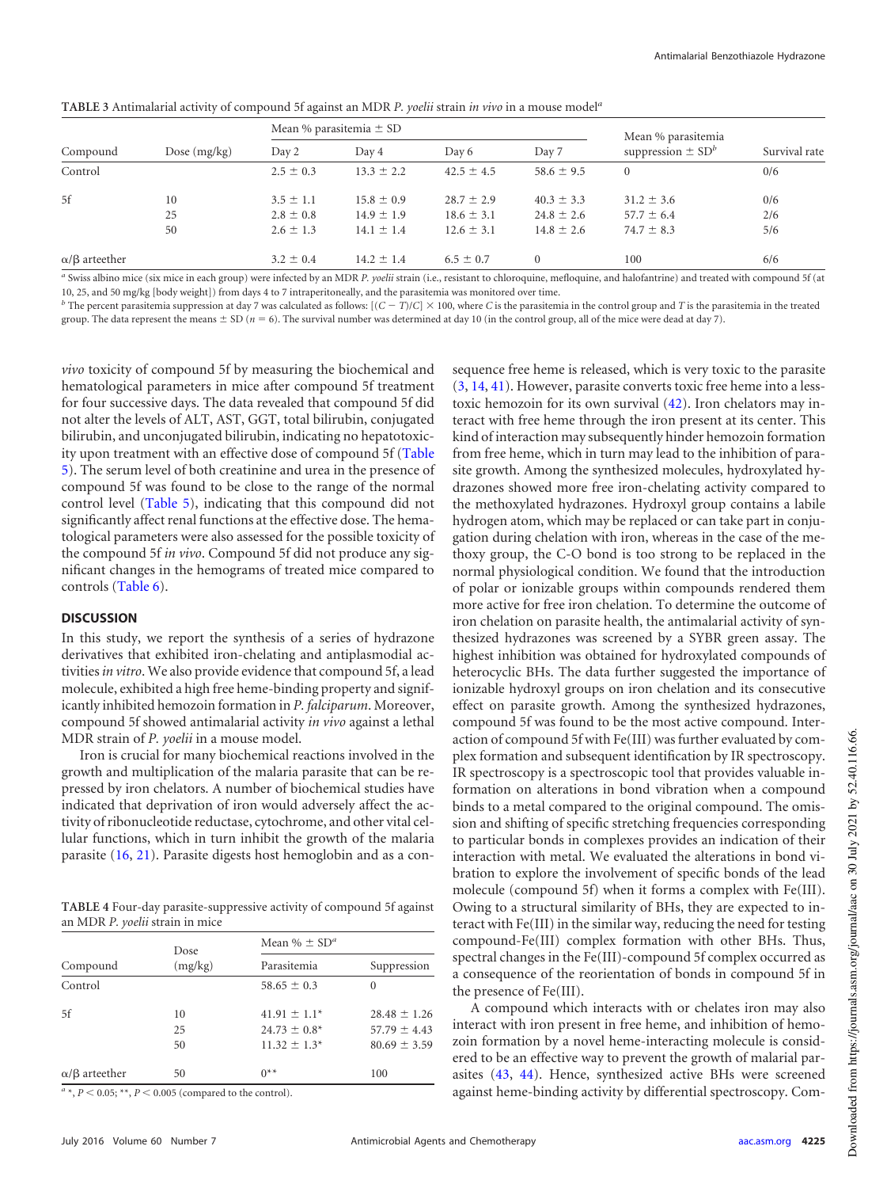**TABLE 3** Antimalarial activity of compound 5f against an MDR *P. yoelii* strain *in vivo* in a mouse model[a]

| Compound | Dose (mg/kg) | Mean % parasitemia ± SD | | | | Mean % parasitemia suppression ± SD[b] | Survival rate |
|---|---|---|---|---|---|---|---|
| | | Day 2 | Day 4 | Day 6 | Day 7 | | |
| Control | | 2.5 ± 0.3 | 13.3 ± 2.2 | 42.5 ± 4.5 | 58.6 ± 9.5 | 0 | 0/6 |
| 5f | 10 | 3.5 ± 1.1 | 15.8 ± 0.9 | 28.7 ± 2.9 | 40.3 ± 3.3 | 31.2 ± 3.6 | 0/6 |
| | 25 | 2.8 ± 0.8 | 14.9 ± 1.9 | 18.6 ± 3.1 | 24.8 ± 2.6 | 57.7 ± 6.4 | 2/6 |
| | 50 | 2.6 ± 1.3 | 14.1 ± 1.4 | 12.6 ± 3.1 | 14.8 ± 2.6 | 74.7 ± 8.3 | 5/6 |
| α/β arteether | | 3.2 ± 0.4 | 14.2 ± 1.4 | 6.5 ± 0.7 | 0 | 100 | 6/6 |

[a] Swiss albino mice (six mice in each group) were infected by an MDR *P. yoelii* strain (i.e., resistant to chloroquine, mefloquine, and halofantrine) and treated with compound 5f (at 10, 25, and 50 mg/kg [body weight]) from days 4 to 7 intraperitoneally, and the parasitemia was monitored over time.

[b] The percent parasitemia suppression at day 7 was calculated as follows: $[(C - T)/C] \times 100$, where $C$ is the parasitemia in the control group and $T$ is the parasitemia in the treated group. The data represent the means ± SD ($n = 6$). The survival number was determined at day 10 (in the control group, all of the mice were dead at day 7).

*vivo* toxicity of compound 5f by measuring the biochemical and hematological parameters in mice after compound 5f treatment for four successive days. The data revealed that compound 5f did not alter the levels of ALT, AST, GGT, total bilirubin, conjugated bilirubin, and unconjugated bilirubin, indicating no hepatotoxicity upon treatment with an effective dose of compound 5f (Table 5). The serum level of both creatinine and urea in the presence of compound 5f was found to be close to the range of the normal control level (Table 5), indicating that this compound did not significantly affect renal functions at the effective dose. The hematological parameters were also assessed for the possible toxicity of the compound 5f *in vivo*. Compound 5f did not produce any significant changes in the hemograms of treated mice compared to controls (Table 6).

## DISCUSSION

In this study, we report the synthesis of a series of hydrazone derivatives that exhibited iron-chelating and antiplasmodial activities *in vitro*. We also provide evidence that compound 5f, a lead molecule, exhibited a high free heme-binding property and significantly inhibited hemozoin formation in *P. falciparum*. Moreover, compound 5f showed antimalarial activity *in vivo* against a lethal MDR strain of *P. yoelii* in a mouse model.

Iron is crucial for many biochemical reactions involved in the growth and multiplication of the malaria parasite that can be repressed by iron chelators. A number of biochemical studies have indicated that deprivation of iron would adversely affect the activity of ribonucleotide reductase, cytochrome, and other vital cellular functions, which in turn inhibit the growth of the malaria parasite (16, 21). Parasite digests host hemoglobin and as a consequence free heme is released, which is very toxic to the parasite (3, 14, 41). However, parasite converts toxic free heme into a less-toxic hemozoin for its own survival (42). Iron chelators may interact with free heme through the iron present at its center. This kind of interaction may subsequently hinder hemozoin formation from free heme, which in turn may lead to the inhibition of parasite growth. Among the synthesized molecules, hydroxylated hydrazones showed more free iron-chelating activity compared to the methoxylated hydrazones. Hydroxyl group contains a labile hydrogen atom, which may be replaced or can take part in conjugation during chelation with iron, whereas in the case of the methoxy group, the C-O bond is too strong to be replaced in the normal physiological condition. We found that the introduction of polar or ionizable groups within compounds rendered them more active for free iron chelation. To determine the outcome of iron chelation on parasite health, the antimalarial activity of synthesized hydrazones was screened by a SYBR green assay. The highest inhibition was obtained for hydroxylated compounds of heterocyclic BHs. The data further suggested the importance of ionizable hydroxyl groups on iron chelation and its consecutive effect on parasite growth. Among the synthesized hydrazones, compound 5f was found to be the most active compound. Interaction of compound 5f with Fe(III) was further evaluated by complex formation and subsequent identification by IR spectroscopy. IR spectroscopy is a spectroscopic tool that provides valuable information on alterations in bond vibration when a compound binds to a metal compared to the original compound. The omission and shifting of specific stretching frequencies corresponding to particular bonds in complexes provides an indication of their interaction with metal. We evaluated the alterations in bond vibration to explore the involvement of specific bonds of the lead molecule (compound 5f) when it forms a complex with Fe(III). Owing to a structural similarity of BHs, they are expected to interact with Fe(III) in the similar way, reducing the need for testing compound-Fe(III) complex formation with other BHs. Thus, spectral changes in the Fe(III)-compound 5f complex occurred as a consequence of the reorientation of bonds in compound 5f in the presence of Fe(III).

**TABLE 4** Four-day parasite-suppressive activity of compound 5f against an MDR *P. yoelii* strain in mice

| Compound | Dose (mg/kg) | Mean % ± SD[a] | |
|---|---|---|---|
| | | Parasitemia | Suppression |
| Control | | 58.65 ± 0.3 | 0 |
| 5f | 10 | 41.91 ± 1.1* | 28.48 ± 1.26 |
| | 25 | 24.73 ± 0.8* | 57.79 ± 4.43 |
| | 50 | 11.32 ± 1.3* | 80.69 ± 3.59 |
| α/β arteether | 50 | 0** | 100 |

[a] *, $P < 0.05$; **, $P < 0.005$ (compared to the control).

A compound which interacts with or chelates iron may also interact with iron present in free heme, and inhibition of hemozoin formation by a novel heme-interacting molecule is considered to be an effective way to prevent the growth of malarial parasites (43, 44). Hence, synthesized active BHs were screened against heme-binding activity by differential spectroscopy. Com-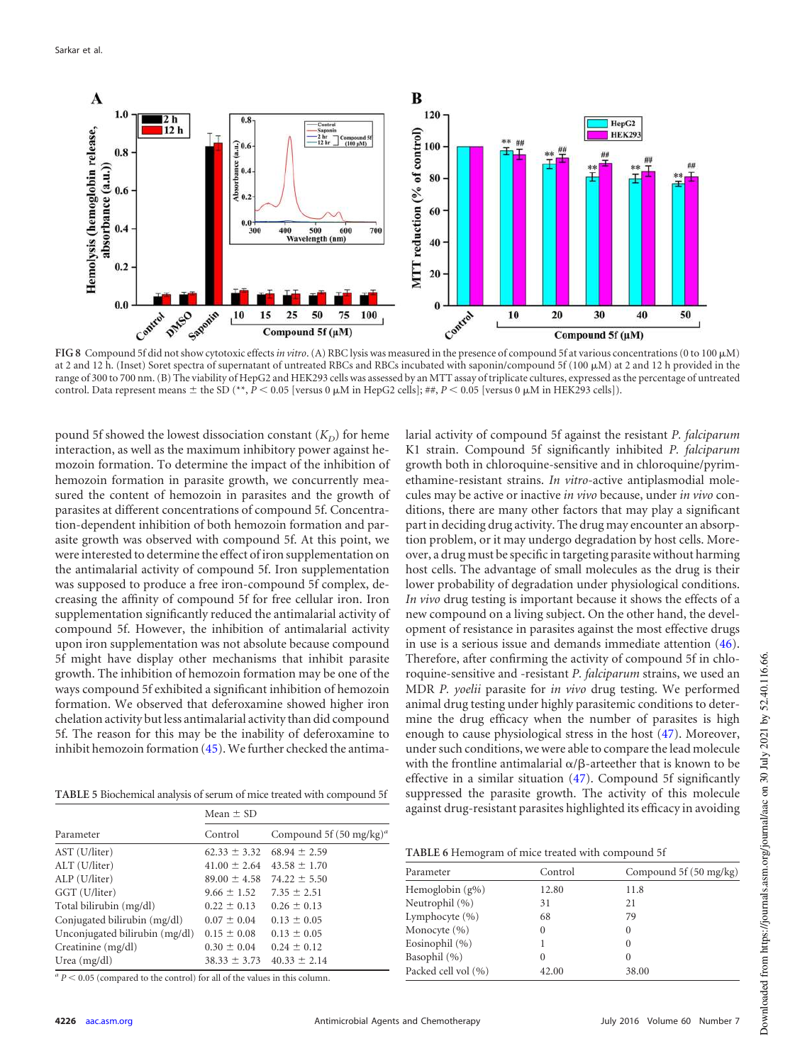FIG 8 Compound 5f did not show cytotoxic effects *in vitro*. (A) RBC lysis was measured in the presence of compound 5f at various concentrations (0 to 100 μM) at 2 and 12 h. (Inset) Soret spectra of supernatant of untreated RBCs and RBCs incubated with saponin/compound 5f (100 μM) at 2 and 12 h provided in the range of 300 to 700 nm. (B) The viability of HepG2 and HEK293 cells was assessed by an MTT assay of triplicate cultures, expressed as the percentage of untreated control. Data represent means ± the SD (**, $P < 0.05$ [versus 0 μM in HepG2 cells]; ##, $P < 0.05$ [versus 0 μM in HEK293 cells]).

pound 5f showed the lowest dissociation constant ($K_D$) for heme interaction, as well as the maximum inhibitory power against hemozoin formation. To determine the impact of the inhibition of hemozoin formation in parasite growth, we concurrently measured the content of hemozoin in parasites and the growth of parasites at different concentrations of compound 5f. Concentration-dependent inhibition of both hemozoin formation and parasite growth was observed with compound 5f. At this point, we were interested to determine the effect of iron supplementation on the antimalarial activity of compound 5f. Iron supplementation was supposed to produce a free iron-compound 5f complex, decreasing the affinity of compound 5f for free cellular iron. Iron supplementation significantly reduced the antimalarial activity of compound 5f. However, the inhibition of antimalarial activity upon iron supplementation was not absolute because compound 5f might have display other mechanisms that inhibit parasite growth. The inhibition of hemozoin formation may be one of the ways compound 5f exhibited a significant inhibition of hemozoin formation. We observed that deferoxamine showed higher iron chelation activity but less antimalarial activity than did compound 5f. The reason for this may be the inability of deferoxamine to inhibit hemozoin formation (45). We further checked the antimalarial activity of compound 5f against the resistant *P. falciparum* K1 strain. Compound 5f significantly inhibited *P. falciparum* growth both in chloroquine-sensitive and in chloroquine/pyrimethamine-resistant strains. *In vitro*-active antiplasmodial molecules may be active or inactive *in vivo* because, under *in vivo* conditions, there are many other factors that may play a significant part in deciding drug activity. The drug may encounter an absorption problem, or it may undergo degradation by host cells. Moreover, a drug must be specific in targeting parasite without harming host cells. The advantage of small molecules as the drug is their lower probability of degradation under physiological conditions. *In vivo* drug testing is important because it shows the effects of a new compound on a living subject. On the other hand, the development of resistance in parasites against the most effective drugs in use is a serious issue and demands immediate attention (46). Therefore, after confirming the activity of compound 5f in chloroquine-sensitive and -resistant *P. falciparum* strains, we used an MDR *P. yoelii* parasite for *in vivo* drug testing. We performed animal drug testing under highly parasitemic conditions to determine the drug efficacy when the number of parasites is high enough to cause physiological stress in the host (47). Moreover, under such conditions, we were able to compare the lead molecule with the frontline antimalarial α/β-arteether that is known to be effective in a similar situation (47). Compound 5f significantly suppressed the parasite growth. The activity of this molecule against drug-resistant parasites highlighted its efficacy in avoiding

TABLE 5 Biochemical analysis of serum of mice treated with compound 5f

| Parameter | Mean ± SD | |
|---|---|---|
| | Control | Compound 5f (50 mg/kg)[a] |
| AST (U/liter) | 62.33 ± 3.32 | 68.94 ± 2.59 |
| ALT (U/liter) | 41.00 ± 2.64 | 43.58 ± 1.70 |
| ALP (U/liter) | 89.00 ± 4.58 | 74.22 ± 5.50 |
| GGT (U/liter) | 9.66 ± 1.52 | 7.35 ± 2.51 |
| Total bilirubin (mg/dl) | 0.22 ± 0.13 | 0.26 ± 0.13 |
| Conjugated bilirubin (mg/dl) | 0.07 ± 0.04 | 0.13 ± 0.05 |
| Unconjugated bilirubin (mg/dl) | 0.15 ± 0.08 | 0.13 ± 0.05 |
| Creatinine (mg/dl) | 0.30 ± 0.04 | 0.24 ± 0.12 |
| Urea (mg/dl) | 38.33 ± 3.73 | 40.33 ± 2.14 |

[a] $P < 0.05$ (compared to the control) for all of the values in this column.

TABLE 6 Hemogram of mice treated with compound 5f

| Parameter | Control | Compound 5f (50 mg/kg) |
|---|---|---|
| Hemoglobin (g%) | 12.80 | 11.8 |
| Neutrophil (%) | 31 | 21 |
| Lymphocyte (%) | 68 | 79 |
| Monocyte (%) | 0 | 0 |
| Eosinophil (%) | 1 | 0 |
| Basophil (%) | 0 | 0 |
| Packed cell vol (%) | 42.00 | 38.00 |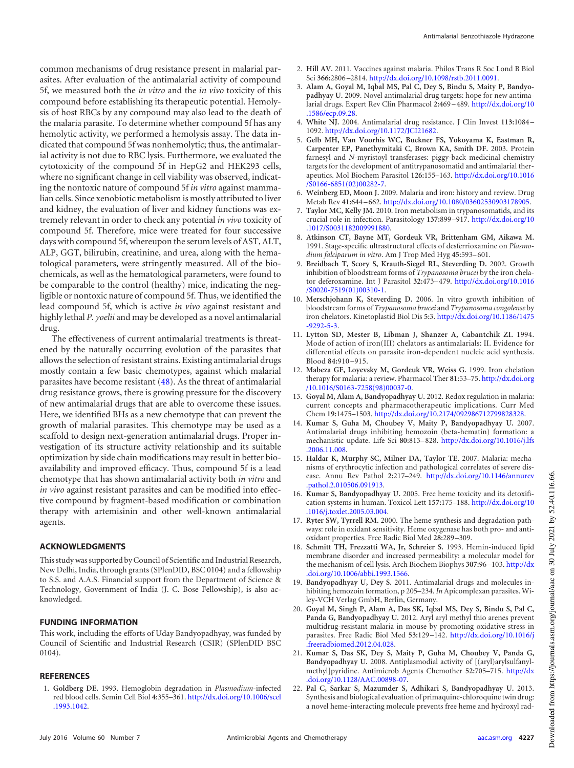common mechanisms of drug resistance present in malarial parasites. After evaluation of the antimalarial activity of compound 5f, we measured both the *in vitro* and the *in vivo* toxicity of this compound before establishing its therapeutic potential. Hemolysis of host RBCs by any compound may also lead to the death of the malaria parasite. To determine whether compound 5f has any hemolytic activity, we performed a hemolysis assay. The data indicated that compound 5f was nonhemolytic; thus, the antimalarial activity is not due to RBC lysis. Furthermore, we evaluated the cytotoxicity of the compound 5f in HepG2 and HEK293 cells, where no significant change in cell viability was observed, indicating the nontoxic nature of compound 5f *in vitro* against mammalian cells. Since xenobiotic metabolism is mostly attributed to liver and kidney, the evaluation of liver and kidney functions was extremely relevant in order to check any potential *in vivo* toxicity of compound 5f. Therefore, mice were treated for four successive days with compound 5f, whereupon the serum levels of AST, ALT, ALP, GGT, bilirubin, creatinine, and urea, along with the hematological parameters, were stringently measured. All of the biochemicals, as well as the hematological parameters, were found to be comparable to the control (healthy) mice, indicating the negligible or nontoxic nature of compound 5f. Thus, we identified the lead compound 5f, which is active *in vivo* against resistant and highly lethal *P. yoelii* and may be developed as a novel antimalarial drug.

The effectiveness of current antimalarial treatments is threatened by the naturally occurring evolution of the parasites that allows the selection of resistant strains. Existing antimalarial drugs mostly contain a few basic chemotypes, against which malarial parasites have become resistant (48). As the threat of antimalarial drug resistance grows, there is growing pressure for the discovery of new antimalarial drugs that are able to overcome these issues. Here, we identified BHs as a new chemotype that can prevent the growth of malarial parasites. This chemotype may be used as a scaffold to design next-generation antimalarial drugs. Proper investigation of its structure activity relationship and its suitable optimization by side chain modifications may result in better bioavailability and improved efficacy. Thus, compound 5f is a lead chemotype that has shown antimalarial activity both *in vitro* and *in vivo* against resistant parasites and can be modified into effective compound by fragment-based modification or combination therapy with artemisinin and other well-known antimalarial agents.

## ACKNOWLEDGMENTS

This study was supported by Council of Scientific and Industrial Research, New Delhi, India, through grants (SPlenDID, BSC 0104) and a fellowship to S.S. and A.A.S. Financial support from the Department of Science & Technology, Government of India (J. C. Bose Fellowship), is also acknowledged.

## FUNDING INFORMATION

This work, including the efforts of Uday Bandyopadhyay, was funded by Council of Scientific and Industrial Research (CSIR) (SPlenDID BSC 0104).

## REFERENCES

1. **Goldberg DE.** 1993. Hemoglobin degradation in *Plasmodium*-infected red blood cells. Semin Cell Biol **4:**355–361. http://dx.doi.org/10.1006/scel.1993.1042.
2. **Hill AV.** 2011. Vaccines against malaria. Philos Trans R Soc Lond B Biol Sci **366:**2806–2814. http://dx.doi.org/10.1098/rstb.2011.0091.
3. **Alam A, Goyal M, Iqbal MS, Pal C, Dey S, Bindu S, Maity P, Bandyopadhyay U.** 2009. Novel antimalarial drug targets: hope for new antimalarial drugs. Expert Rev Clin Pharmacol **2:**469–489. http://dx.doi.org/10.1586/ecp.09.28.
4. **White NJ.** 2004. Antimalarial drug resistance. J Clin Invest **113:**1084–1092. http://dx.doi.org/10.1172/JCI21682.
5. **Gelb MH, Van Voorhis WC, Buckner FS, Yokoyama K, Eastman R, Carpenter EP, Panethymitaki C, Brown KA, Smith DF.** 2003. Protein farnesyl and *N*-myristoyl transferases: piggy-back medicinal chemistry targets for the development of antitrypanosomatid and antimalarial therapeutics. Mol Biochem Parasitol **126:**155–163. http://dx.doi.org/10.1016/S0166-6851(02)00282-7.
6. **Weinberg ED, Moon J.** 2009. Malaria and iron: history and review. Drug Metab Rev **41:**644–662. http://dx.doi.org/10.1080/03602530903178905.
7. **Taylor MC, Kelly JM.** 2010. Iron metabolism in trypanosomatids, and its crucial role in infection. Parasitology **137:**899–917. http://dx.doi.org/10.1017/S0031182009991880.
8. **Atkinson CT, Bayne MT, Gordeuk VR, Brittenham GM, Aikawa M.** 1991. Stage-specific ultrastructural effects of desferrioxamine on *Plasmodium falciparum in vitro*. Am J Trop Med Hyg **45:**593–601.
9. **Breidbach T, Scory S, Krauth-Siegel RL, Steverding D.** 2002. Growth inhibition of bloodstream forms of *Trypanosoma brucei* by the iron chelator deferoxamine. Int J Parasitol **32:**473–479. http://dx.doi.org/10.1016/S0020-7519(01)00310-1.
10. **Merschjohann K, Steverding D.** 2006. In vitro growth inhibition of bloodstream forms of *Trypanosoma brucei* and *Trypanosoma congolense* by iron chelators. Kinetoplastid Biol Dis **5:**3. http://dx.doi.org/10.1186/1475-9292-5-3.
11. **Lytton SD, Mester B, Libman J, Shanzer A, Cabantchik ZI.** 1994. Mode of action of iron(III) chelators as antimalarials: II. Evidence for differential effects on parasite iron-dependent nucleic acid synthesis. Blood **84:**910–915.
12. **Mabeza GF, Loyevsky M, Gordeuk VR, Weiss G.** 1999. Iron chelation therapy for malaria: a review. Pharmacol Ther **81:**53–75. http://dx.doi.org/10.1016/S0163-7258(98)00037-0.
13. **Goyal M, Alam A, Bandyopadhyay U.** 2012. Redox regulation in malaria: current concepts and pharmacotherapeutic implications. Curr Med Chem **19:**1475–1503. http://dx.doi.org/10.2174/092986712799828328.
14. **Kumar S, Guha M, Choubey V, Maity P, Bandyopadhyay U.** 2007. Antimalarial drugs inhibiting hemozoin (beta-hematin) formation: a mechanistic update. Life Sci **80:**813–828. http://dx.doi.org/10.1016/j.lfs.2006.11.008.
15. **Haldar K, Murphy SC, Milner DA, Taylor TE.** 2007. Malaria: mechanisms of erythrocytic infection and pathological correlates of severe disease. Annu Rev Pathol **2:**217–249. http://dx.doi.org/10.1146/annurev.pathol.2.010506.091913.
16. **Kumar S, Bandyopadhyay U.** 2005. Free heme toxicity and its detoxification systems in human. Toxicol Lett **157:**175–188. http://dx.doi.org/10.1016/j.toxlet.2005.03.004.
17. **Ryter SW, Tyrrell RM.** 2000. The heme synthesis and degradation pathways: role in oxidant sensitivity. Heme oxygenase has both pro- and antioxidant properties. Free Radic Biol Med **28:**289–309.
18. **Schmitt TH, Frezzatti WA, Jr, Schreier S.** 1993. Hemin-induced lipid membrane disorder and increased permeability: a molecular model for the mechanism of cell lysis. Arch Biochem Biophys **307:**96–103. http://dx.doi.org/10.1006/abbi.1993.1566.
19. **Bandyopadhyay U, Dey S.** 2011. Antimalarial drugs and molecules inhibiting hemozoin formation, p 205–234. *In* Apicomplexan parasites. Wiley-VCH Verlag GmbH, Berlin, Germany.
20. **Goyal M, Singh P, Alam A, Das SK, Iqbal MS, Dey S, Bindu S, Pal C, Panda G, Bandyopadhyay U.** 2012. Aryl aryl methyl thio arenes prevent multidrug-resistant malaria in mouse by promoting oxidative stress in parasites. Free Radic Biol Med **53:**129–142. http://dx.doi.org/10.1016/j.freeradbiomed.2012.04.028.
21. **Kumar S, Das SK, Dey S, Maity P, Guha M, Choubey V, Panda G, Bandyopadhyay U.** 2008. Antiplasmodial activity of [(aryl)arylsulfanylmethyl]pyridine. Antimicrob Agents Chemother **52:**705–715. http://dx.doi.org/10.1128/AAC.00898-07.
22. **Pal C, Sarkar S, Mazumder S, Adhikari S, Bandyopadhyay U.** 2013. Synthesis and biological evaluation of primaquine-chloroquine twin drug: a novel heme-interacting molecule prevents free heme and hydroxyl rad-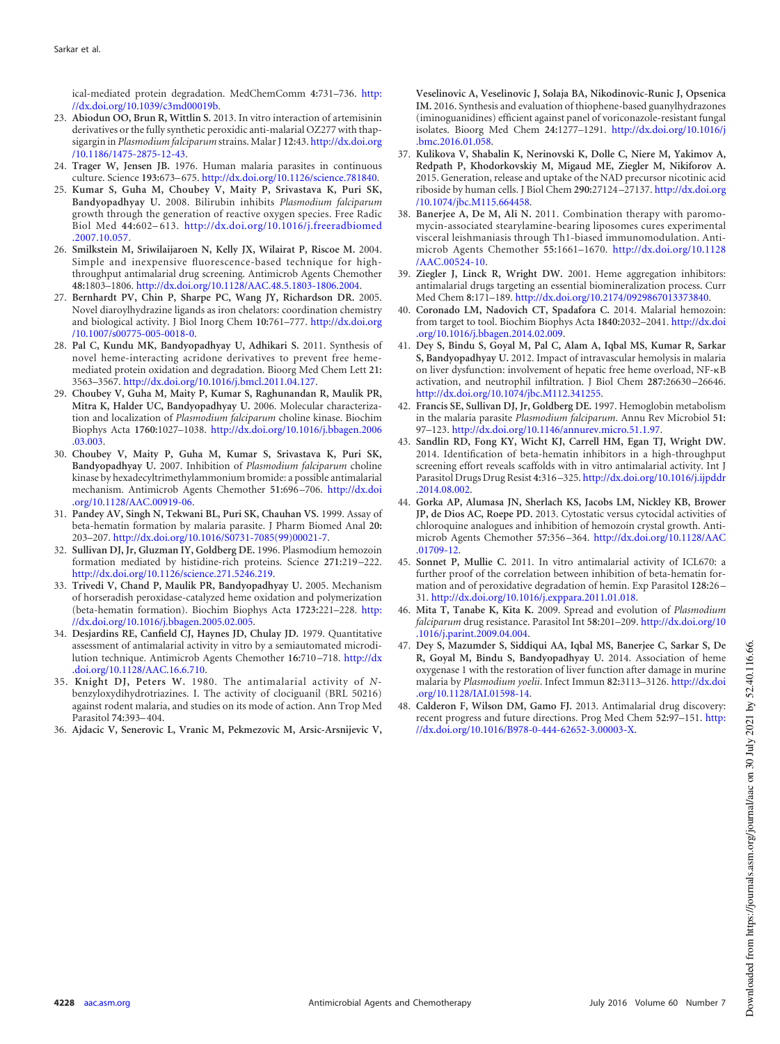ical-mediated protein degradation. MedChemComm 4:731–736. http://dx.doi.org/10.1039/c3md00019b.

23. **Abiodun OO, Brun R, Wittlin S.** 2013. In vitro interaction of artemisinin derivatives or the fully synthetic peroxidic anti-malarial OZ277 with thapsigargin in *Plasmodium falciparum* strains. Malar J 12:43. http://dx.doi.org/10.1186/1475-2875-12-43.
24. **Trager W, Jensen JB.** 1976. Human malaria parasites in continuous culture. Science 193:673–675. http://dx.doi.org/10.1126/science.781840.
25. **Kumar S, Guha M, Choubey V, Maity P, Srivastava K, Puri SK, Bandyopadhyay U.** 2008. Bilirubin inhibits *Plasmodium falciparum* growth through the generation of reactive oxygen species. Free Radic Biol Med 44:602–613. http://dx.doi.org/10.1016/j.freeradbiomed.2007.10.057.
26. **Smilkstein M, Sriwilaijaroen N, Kelly JX, Wilairat P, Riscoe M.** 2004. Simple and inexpensive fluorescence-based technique for high-throughput antimalarial drug screening. Antimicrob Agents Chemother 48:1803–1806. http://dx.doi.org/10.1128/AAC.48.5.1803-1806.2004.
27. **Bernhardt PV, Chin P, Sharpe PC, Wang JY, Richardson DR.** 2005. Novel diaroylhydrazine ligands as iron chelators: coordination chemistry and biological activity. J Biol Inorg Chem 10:761–777. http://dx.doi.org/10.1007/s00775-005-0018-0.
28. **Pal C, Kundu MK, Bandyopadhyay U, Adhikari S.** 2011. Synthesis of novel heme-interacting acridone derivatives to prevent free heme-mediated protein oxidation and degradation. Bioorg Med Chem Lett 21:3563–3567. http://dx.doi.org/10.1016/j.bmcl.2011.04.127.
29. **Choubey V, Guha M, Maity P, Kumar S, Raghunandan R, Maulik PR, Mitra K, Halder UC, Bandyopadhyay U.** 2006. Molecular characterization and localization of *Plasmodium falciparum* choline kinase. Biochim Biophys Acta 1760:1027–1038. http://dx.doi.org/10.1016/j.bbagen.2006.03.003.
30. **Choubey V, Maity P, Guha M, Kumar S, Srivastava K, Puri SK, Bandyopadhyay U.** 2007. Inhibition of *Plasmodium falciparum* choline kinase by hexadecyltrimethylammonium bromide: a possible antimalarial mechanism. Antimicrob Agents Chemother 51:696–706. http://dx.doi.org/10.1128/AAC.00919-06.
31. **Pandey AV, Singh N, Tekwani BL, Puri SK, Chauhan VS.** 1999. Assay of beta-hematin formation by malaria parasite. J Pharm Biomed Anal 20:203–207. http://dx.doi.org/10.1016/S0731-7085(99)00021-7.
32. **Sullivan DJ, Jr, Gluzman IY, Goldberg DE.** 1996. Plasmodium hemozoin formation mediated by histidine-rich proteins. Science 271:219–222. http://dx.doi.org/10.1126/science.271.5246.219.
33. **Trivedi V, Chand P, Maulik PR, Bandyopadhyay U.** 2005. Mechanism of horseradish peroxidase-catalyzed heme oxidation and polymerization (beta-hematin formation). Biochim Biophys Acta 1723:221–228. http://dx.doi.org/10.1016/j.bbagen.2005.02.005.
34. **Desjardins RE, Canfield CJ, Haynes JD, Chulay JD.** 1979. Quantitative assessment of antimalarial activity in vitro by a semiautomated microdilution technique. Antimicrob Agents Chemother 16:710–718. http://dx.doi.org/10.1128/AAC.16.6.710.
35. **Knight DJ, Peters W.** 1980. The antimalarial activity of *N*-benzyloxydihydrotriazines. I. The activity of clociguanil (BRL 50216) against rodent malaria, and studies on its mode of action. Ann Trop Med Parasitol 74:393–404.
36. **Ajdacic V, Senerovic L, Vranic M, Pekmezovic M, Arsic-Arsnijevic V, Veselinovic A, Veselinovic J, Solaja BA, Nikodinovic-Runic J, Opsenica IM.** 2016. Synthesis and evaluation of thiophene-based guanylhydrazones (iminoguanidines) efficient against panel of voriconazole-resistant fungal isolates. Bioorg Med Chem 24:1277–1291. http://dx.doi.org/10.1016/j.bmc.2016.01.058.
37. **Kulikova V, Shabalin K, Nerinovski K, Dolle C, Niere M, Yakimov A, Redpath P, Khodorkovskiy M, Migaud ME, Ziegler M, Nikiforov A.** 2015. Generation, release and uptake of the NAD precursor nicotinic acid riboside by human cells. J Biol Chem 290:27124–27137. http://dx.doi.org/10.1074/jbc.M115.664458.
38. **Banerjee A, De M, Ali N.** 2011. Combination therapy with paromomycin-associated stearylamine-bearing liposomes cures experimental visceral leishmaniasis through Th1-biased immunomodulation. Antimicrob Agents Chemother 55:1661–1670. http://dx.doi.org/10.1128/AAC.00524-10.
39. **Ziegler J, Linck R, Wright DW.** 2001. Heme aggregation inhibitors: antimalarial drugs targeting an essential biomineralization process. Curr Med Chem 8:171–189. http://dx.doi.org/10.2174/0929867013373840.
40. **Coronado LM, Nadovich CT, Spadafora C.** 2014. Malarial hemozoin: from target to tool. Biochim Biophys Acta 1840:2032–2041. http://dx.doi.org/10.1016/j.bbagen.2014.02.009.
41. **Dey S, Bindu S, Goyal M, Pal C, Alam A, Iqbal MS, Kumar R, Sarkar S, Bandyopadhyay U.** 2012. Impact of intravascular hemolysis in malaria on liver dysfunction: involvement of hepatic free heme overload, NF-κB activation, and neutrophil infiltration. J Biol Chem 287:26630–26646. http://dx.doi.org/10.1074/jbc.M112.341255.
42. **Francis SE, Sullivan DJ, Jr, Goldberg DE.** 1997. Hemoglobin metabolism in the malaria parasite *Plasmodium falciparum*. Annu Rev Microbiol 51:97–123. http://dx.doi.org/10.1146/annurev.micro.51.1.97.
43. **Sandlin RD, Fong KY, Wicht KJ, Carrell HM, Egan TJ, Wright DW.** 2014. Identification of beta-hematin inhibitors in a high-throughput screening effort reveals scaffolds with in vitro antimalarial activity. Int J Parasitol Drugs Drug Resist 4:316–325. http://dx.doi.org/10.1016/j.ijpddr.2014.08.002.
44. **Gorka AP, Alumasa JN, Sherlach KS, Jacobs LM, Nickley KB, Brower JP, de Dios AC, Roepe PD.** 2013. Cytostatic versus cytocidal activities of chloroquine analogues and inhibition of hemozoin crystal growth. Antimicrob Agents Chemother 57:356–364. http://dx.doi.org/10.1128/AAC.01709-12.
45. **Sonnet P, Mullie C.** 2011. In vitro antimalarial activity of ICL670: a further proof of the correlation between inhibition of beta-hematin formation and of peroxidative degradation of hemin. Exp Parasitol 128:26–31. http://dx.doi.org/10.1016/j.exppara.2011.01.018.
46. **Mita T, Tanabe K, Kita K.** 2009. Spread and evolution of *Plasmodium falciparum* drug resistance. Parasitol Int 58:201–209. http://dx.doi.org/10.1016/j.parint.2009.04.004.
47. **Dey S, Mazumder S, Siddiqui AA, Iqbal MS, Banerjee C, Sarkar S, De R, Goyal M, Bindu S, Bandyopadhyay U.** 2014. Association of heme oxygenase 1 with the restoration of liver function after damage in murine malaria by *Plasmodium yoelii*. Infect Immun 82:3113–3126. http://dx.doi.org/10.1128/IAI.01598-14.
48. **Calderon F, Wilson DM, Gamo FJ.** 2013. Antimalarial drug discovery: recent progress and future directions. Prog Med Chem 52:97–151. http://dx.doi.org/10.1016/B978-0-444-62652-3.00003-X.